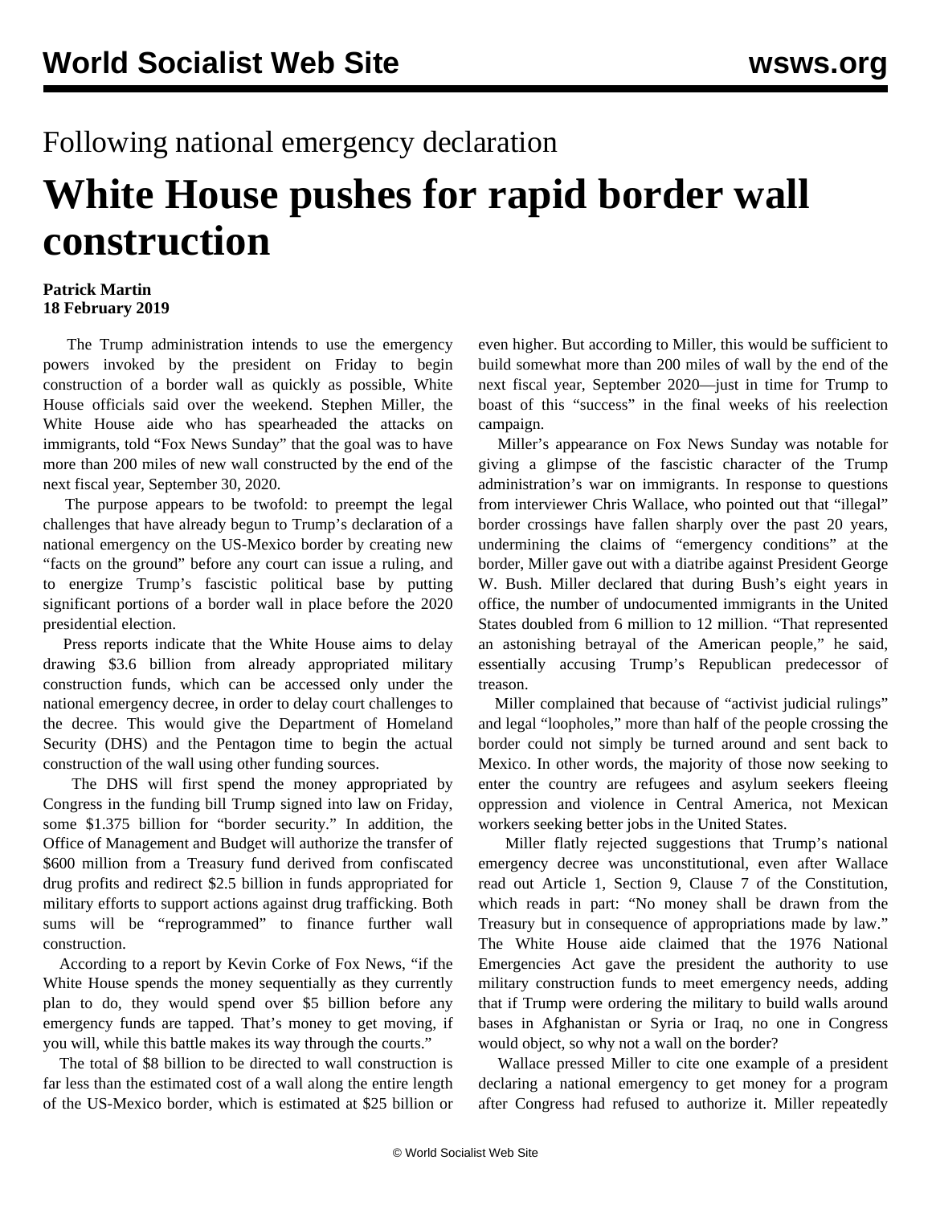## Following national emergency declaration

# White House pushes for rapid border wall construction

**Patrick Martin**
**18 February 2019**

The Trump administration intends to use the emergency powers invoked by the president on Friday to begin construction of a border wall as quickly as possible, White House officials said over the weekend. Stephen Miller, the White House aide who has spearheaded the attacks on immigrants, told "Fox News Sunday" that the goal was to have more than 200 miles of new wall constructed by the end of the next fiscal year, September 30, 2020.

The purpose appears to be twofold: to preempt the legal challenges that have already begun to Trump's declaration of a national emergency on the US-Mexico border by creating new "facts on the ground" before any court can issue a ruling, and to energize Trump's fascistic political base by putting significant portions of a border wall in place before the 2020 presidential election.

Press reports indicate that the White House aims to delay drawing \$3.6 billion from already appropriated military construction funds, which can be accessed only under the national emergency decree, in order to delay court challenges to the decree. This would give the Department of Homeland Security (DHS) and the Pentagon time to begin the actual construction of the wall using other funding sources.

The DHS will first spend the money appropriated by Congress in the funding bill Trump signed into law on Friday, some \$1.375 billion for "border security." In addition, the Office of Management and Budget will authorize the transfer of \$600 million from a Treasury fund derived from confiscated drug profits and redirect \$2.5 billion in funds appropriated for military efforts to support actions against drug trafficking. Both sums will be "reprogrammed" to finance further wall construction.

According to a report by Kevin Corke of Fox News, "if the White House spends the money sequentially as they currently plan to do, they would spend over \$5 billion before any emergency funds are tapped. That's money to get moving, if you will, while this battle makes its way through the courts."

The total of \$8 billion to be directed to wall construction is far less than the estimated cost of a wall along the entire length of the US-Mexico border, which is estimated at \$25 billion or even higher. But according to Miller, this would be sufficient to build somewhat more than 200 miles of wall by the end of the next fiscal year, September 2020—just in time for Trump to boast of this "success" in the final weeks of his reelection campaign.

Miller's appearance on Fox News Sunday was notable for giving a glimpse of the fascistic character of the Trump administration's war on immigrants. In response to questions from interviewer Chris Wallace, who pointed out that "illegal" border crossings have fallen sharply over the past 20 years, undermining the claims of "emergency conditions" at the border, Miller gave out with a diatribe against President George W. Bush. Miller declared that during Bush's eight years in office, the number of undocumented immigrants in the United States doubled from 6 million to 12 million. "That represented an astonishing betrayal of the American people," he said, essentially accusing Trump's Republican predecessor of treason.

Miller complained that because of "activist judicial rulings" and legal "loopholes," more than half of the people crossing the border could not simply be turned around and sent back to Mexico. In other words, the majority of those now seeking to enter the country are refugees and asylum seekers fleeing oppression and violence in Central America, not Mexican workers seeking better jobs in the United States.

Miller flatly rejected suggestions that Trump's national emergency decree was unconstitutional, even after Wallace read out Article 1, Section 9, Clause 7 of the Constitution, which reads in part: "No money shall be drawn from the Treasury but in consequence of appropriations made by law." The White House aide claimed that the 1976 National Emergencies Act gave the president the authority to use military construction funds to meet emergency needs, adding that if Trump were ordering the military to build walls around bases in Afghanistan or Syria or Iraq, no one in Congress would object, so why not a wall on the border?

Wallace pressed Miller to cite one example of a president declaring a national emergency to get money for a program after Congress had refused to authorize it. Miller repeatedly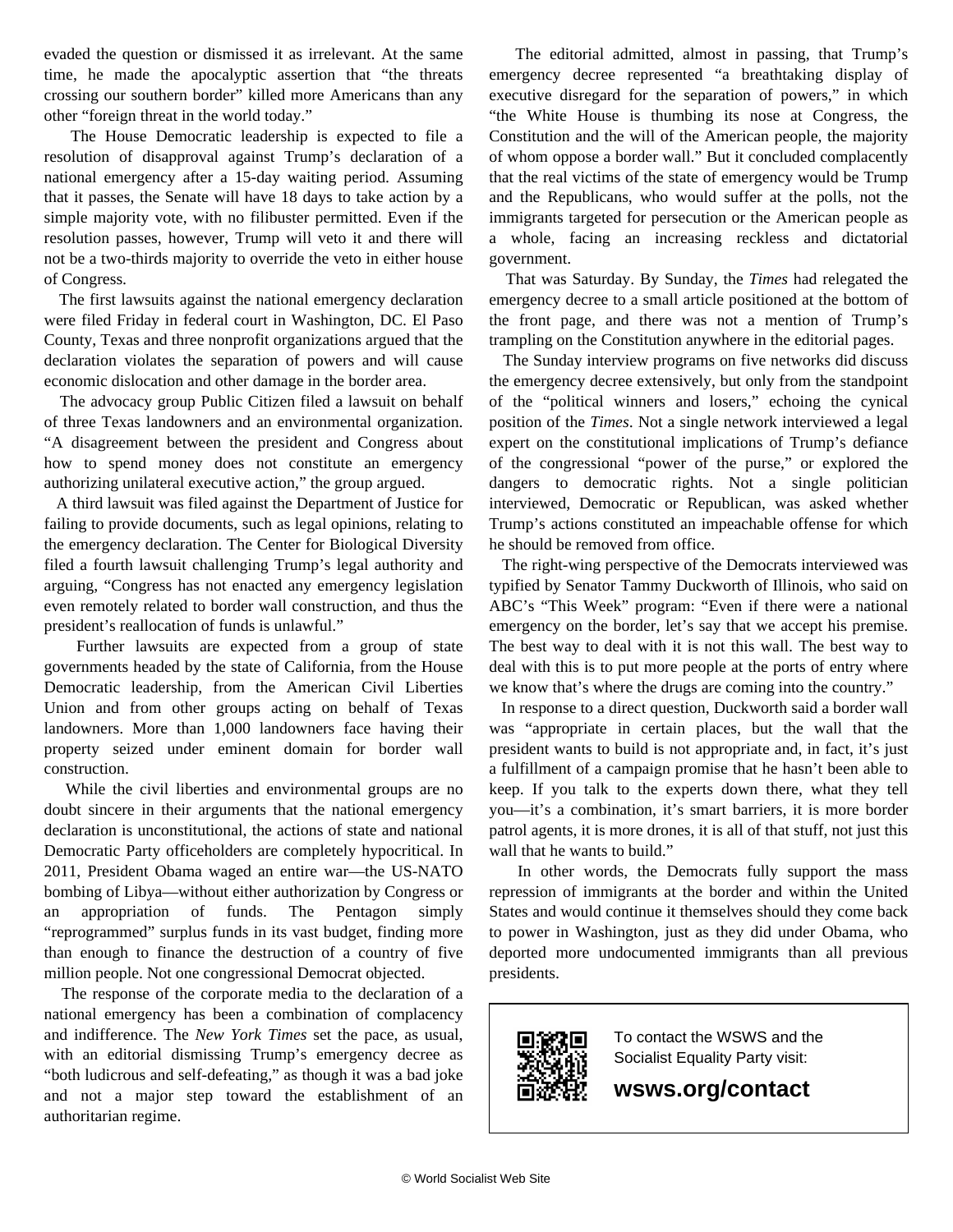evaded the question or dismissed it as irrelevant. At the same time, he made the apocalyptic assertion that "the threats crossing our southern border" killed more Americans than any other "foreign threat in the world today."

The House Democratic leadership is expected to file a resolution of disapproval against Trump's declaration of a national emergency after a 15-day waiting period. Assuming that it passes, the Senate will have 18 days to take action by a simple majority vote, with no filibuster permitted. Even if the resolution passes, however, Trump will veto it and there will not be a two-thirds majority to override the veto in either house of Congress.

The first lawsuits against the national emergency declaration were filed Friday in federal court in Washington, DC. El Paso County, Texas and three nonprofit organizations argued that the declaration violates the separation of powers and will cause economic dislocation and other damage in the border area.

The advocacy group Public Citizen filed a lawsuit on behalf of three Texas landowners and an environmental organization. "A disagreement between the president and Congress about how to spend money does not constitute an emergency authorizing unilateral executive action," the group argued.

A third lawsuit was filed against the Department of Justice for failing to provide documents, such as legal opinions, relating to the emergency declaration. The Center for Biological Diversity filed a fourth lawsuit challenging Trump's legal authority and arguing, "Congress has not enacted any emergency legislation even remotely related to border wall construction, and thus the president's reallocation of funds is unlawful."

Further lawsuits are expected from a group of state governments headed by the state of California, from the House Democratic leadership, from the American Civil Liberties Union and from other groups acting on behalf of Texas landowners. More than 1,000 landowners face having their property seized under eminent domain for border wall construction.

While the civil liberties and environmental groups are no doubt sincere in their arguments that the national emergency declaration is unconstitutional, the actions of state and national Democratic Party officeholders are completely hypocritical. In 2011, President Obama waged an entire war—the US-NATO bombing of Libya—without either authorization by Congress or an appropriation of funds. The Pentagon simply "reprogrammed" surplus funds in its vast budget, finding more than enough to finance the destruction of a country of five million people. Not one congressional Democrat objected.

The response of the corporate media to the declaration of a national emergency has been a combination of complacency and indifference. The *New York Times* set the pace, as usual, with an editorial dismissing Trump's emergency decree as "both ludicrous and self-defeating," as though it was a bad joke and not a major step toward the establishment of an authoritarian regime.

The editorial admitted, almost in passing, that Trump's emergency decree represented "a breathtaking display of executive disregard for the separation of powers," in which "the White House is thumbing its nose at Congress, the Constitution and the will of the American people, the majority of whom oppose a border wall." But it concluded complacently that the real victims of the state of emergency would be Trump and the Republicans, who would suffer at the polls, not the immigrants targeted for persecution or the American people as a whole, facing an increasing reckless and dictatorial government.

That was Saturday. By Sunday, the *Times* had relegated the emergency decree to a small article positioned at the bottom of the front page, and there was not a mention of Trump's trampling on the Constitution anywhere in the editorial pages.

The Sunday interview programs on five networks did discuss the emergency decree extensively, but only from the standpoint of the "political winners and losers," echoing the cynical position of the *Times*. Not a single network interviewed a legal expert on the constitutional implications of Trump's defiance of the congressional "power of the purse," or explored the dangers to democratic rights. Not a single politician interviewed, Democratic or Republican, was asked whether Trump's actions constituted an impeachable offense for which he should be removed from office.

The right-wing perspective of the Democrats interviewed was typified by Senator Tammy Duckworth of Illinois, who said on ABC's "This Week" program: "Even if there were a national emergency on the border, let's say that we accept his premise. The best way to deal with it is not this wall. The best way to deal with this is to put more people at the ports of entry where we know that's where the drugs are coming into the country."

In response to a direct question, Duckworth said a border wall was "appropriate in certain places, but the wall that the president wants to build is not appropriate and, in fact, it's just a fulfillment of a campaign promise that he hasn't been able to keep. If you talk to the experts down there, what they tell you—it's a combination, it's smart barriers, it is more border patrol agents, it is more drones, it is all of that stuff, not just this wall that he wants to build."

In other words, the Democrats fully support the mass repression of immigrants at the border and within the United States and would continue it themselves should they come back to power in Washington, just as they did under Obama, who deported more undocumented immigrants than all previous presidents.

To contact the WSWS and the Socialist Equality Party visit:

**wsws.org/contact**